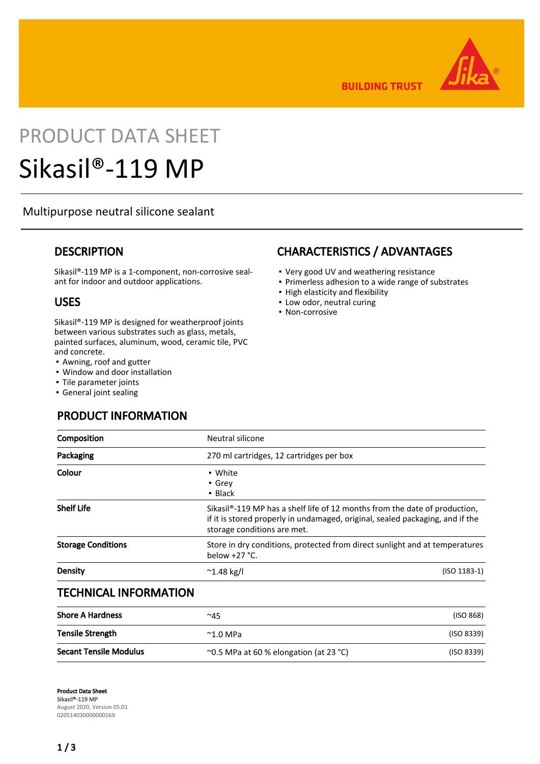PRODUCT DATA SHEET

# Sikasil®-119 MP

Multipurpose neutral silicone sealant

## DESCRIPTION

Sikasil®-119 MP is a 1-component, non-corrosive sealant for indoor and outdoor applications.

## USES

Sikasil®-119 MP is designed for weatherproof joints between various substrates such as glass, metals, painted surfaces, aluminum, wood, ceramic tile, PVC and concrete.

- Awning, roof and gutter
- Window and door installation
- Tile parameter joints
- General joint sealing

## CHARACTERISTICS / ADVANTAGES

- Very good UV and weathering resistance
- Primerless adhesion to a wide range of substrates
- High elasticity and flexibility
- Low odor, neutral curing
- Non-corrosive

## PRODUCT INFORMATION

| | | |
|---|---|---|
| **Composition** | Neutral silicone | |
| **Packaging** | 270 ml cartridges, 12 cartridges per box | |
| **Colour** | ▪ White<br>▪ Grey<br>▪ Black | |
| **Shelf Life** | Sikasil®-119 MP has a shelf life of 12 months from the date of production, if it is stored properly in undamaged, original, sealed packaging, and if the storage conditions are met. | |
| **Storage Conditions** | Store in dry conditions, protected from direct sunlight and at temperatures below +27 °C. | |
| **Density** | ~1.48 kg/l | (ISO 1183-1) |

## TECHNICAL INFORMATION

| | | |
|---|---|---|
| **Shore A Hardness** | ~45 | (ISO 868) |
| **Tensile Strength** | ~1.0 MPa | (ISO 8339) |
| **Secant Tensile Modulus** | ~0.5 MPa at 60 % elongation (at 23 °C) | (ISO 8339) |

**Product Data Sheet**
**Sikasil®-119 MP**
August 2020, Version 05.01
020514030000000169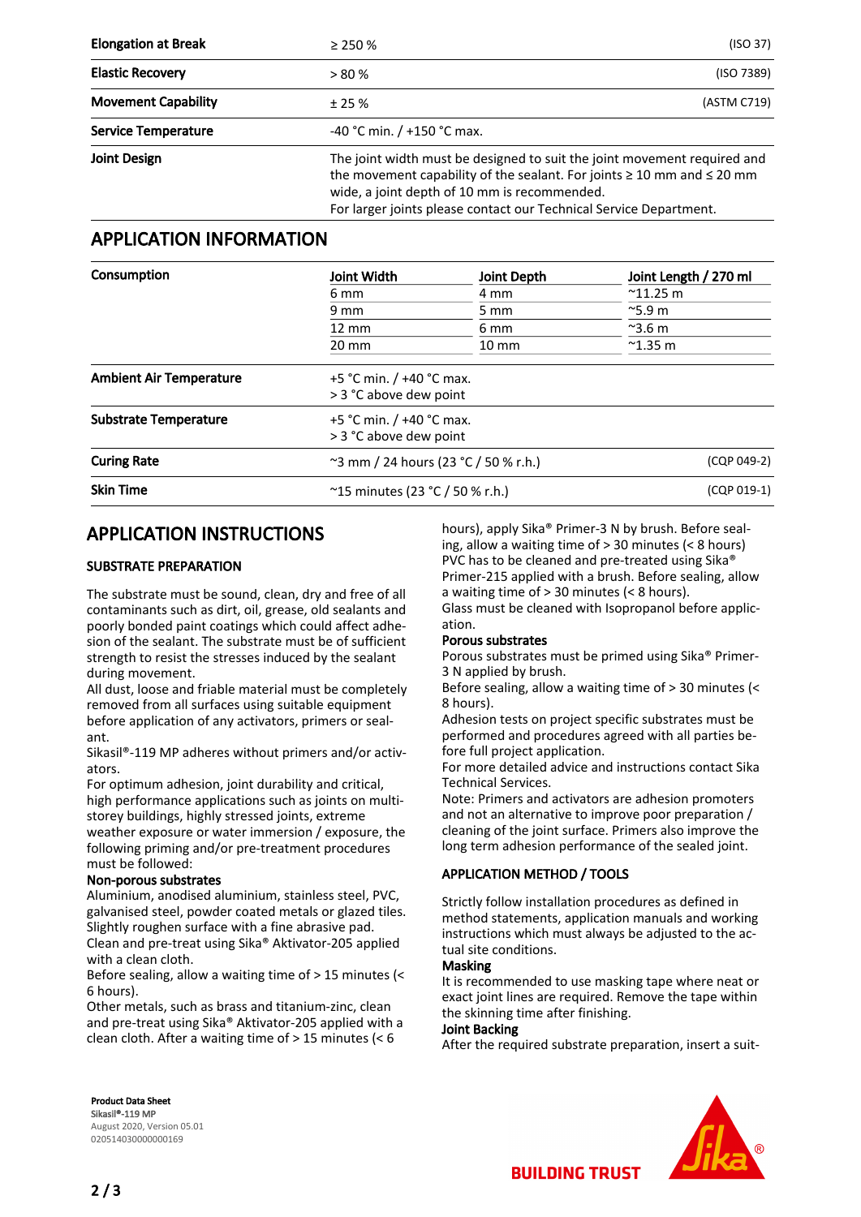| | | |
|---|---|---|
| **Elongation at Break** | ≥ 250 % | (ISO 37) |
| **Elastic Recovery** | > 80 % | (ISO 7389) |
| **Movement Capability** | ± 25 % | (ASTM C719) |
| **Service Temperature** | -40 °C min. / +150 °C max. | |
| **Joint Design** | The joint width must be designed to suit the joint movement required and the movement capability of the sealant. For joints ≥ 10 mm and ≤ 20 mm wide, a joint depth of 10 mm is recommended. For larger joints please contact our Technical Service Department. | |

## APPLICATION INFORMATION

**Consumption**

| Joint Width | Joint Depth | Joint Length / 270 ml |
|---|---|---|
| 6 mm | 4 mm | ~11.25 m |
| 9 mm | 5 mm | ~5.9 m |
| 12 mm | 6 mm | ~3.6 m |
| 20 mm | 10 mm | ~1.35 m |

| | | |
|---|---|---|
| **Ambient Air Temperature** | +5 °C min. / +40 °C max. > 3 °C above dew point | |
| **Substrate Temperature** | +5 °C min. / +40 °C max. > 3 °C above dew point | |
| **Curing Rate** | ~3 mm / 24 hours (23 °C / 50 % r.h.) | (CQP 049-2) |
| **Skin Time** | ~15 minutes (23 °C / 50 % r.h.) | (CQP 019-1) |

## APPLICATION INSTRUCTIONS

### SUBSTRATE PREPARATION

The substrate must be sound, clean, dry and free of all contaminants such as dirt, oil, grease, old sealants and poorly bonded paint coatings which could affect adhesion of the sealant. The substrate must be of sufficient strength to resist the stresses induced by the sealant during movement.

All dust, loose and friable material must be completely removed from all surfaces using suitable equipment before application of any activators, primers or sealant.

Sikasil®-119 MP adheres without primers and/or activators.

For optimum adhesion, joint durability and critical, high performance applications such as joints on multi-storey buildings, highly stressed joints, extreme weather exposure or water immersion / exposure, the following priming and/or pre-treatment procedures must be followed:

**Non-porous substrates**

Aluminium, anodised aluminium, stainless steel, PVC, galvanised steel, powder coated metals or glazed tiles. Slightly roughen surface with a fine abrasive pad. Clean and pre-treat using Sika® Aktivator-205 applied with a clean cloth.

Before sealing, allow a waiting time of > 15 minutes (< 6 hours).

Other metals, such as brass and titanium-zinc, clean and pre-treat using Sika® Aktivator-205 applied with a clean cloth. After a waiting time of > 15 minutes (< 6 hours), apply Sika® Primer-3 N by brush. Before sealing, allow a waiting time of > 30 minutes (< 8 hours)

PVC has to be cleaned and pre-treated using Sika® Primer-215 applied with a brush. Before sealing, allow a waiting time of > 30 minutes (< 8 hours).

Glass must be cleaned with Isopropanol before application.

**Porous substrates**

Porous substrates must be primed using Sika® Primer-3 N applied by brush.

Before sealing, allow a waiting time of > 30 minutes (< 8 hours).

Adhesion tests on project specific substrates must be performed and procedures agreed with all parties before full project application.

For more detailed advice and instructions contact Sika Technical Services.

Note: Primers and activators are adhesion promoters and not an alternative to improve poor preparation / cleaning of the joint surface. Primers also improve the long term adhesion performance of the sealed joint.

### APPLICATION METHOD / TOOLS

Strictly follow installation procedures as defined in method statements, application manuals and working instructions which must always be adjusted to the actual site conditions.

**Masking**

It is recommended to use masking tape where neat or exact joint lines are required. Remove the tape within the skinning time after finishing.

**Joint Backing**

After the required substrate preparation, insert a suit-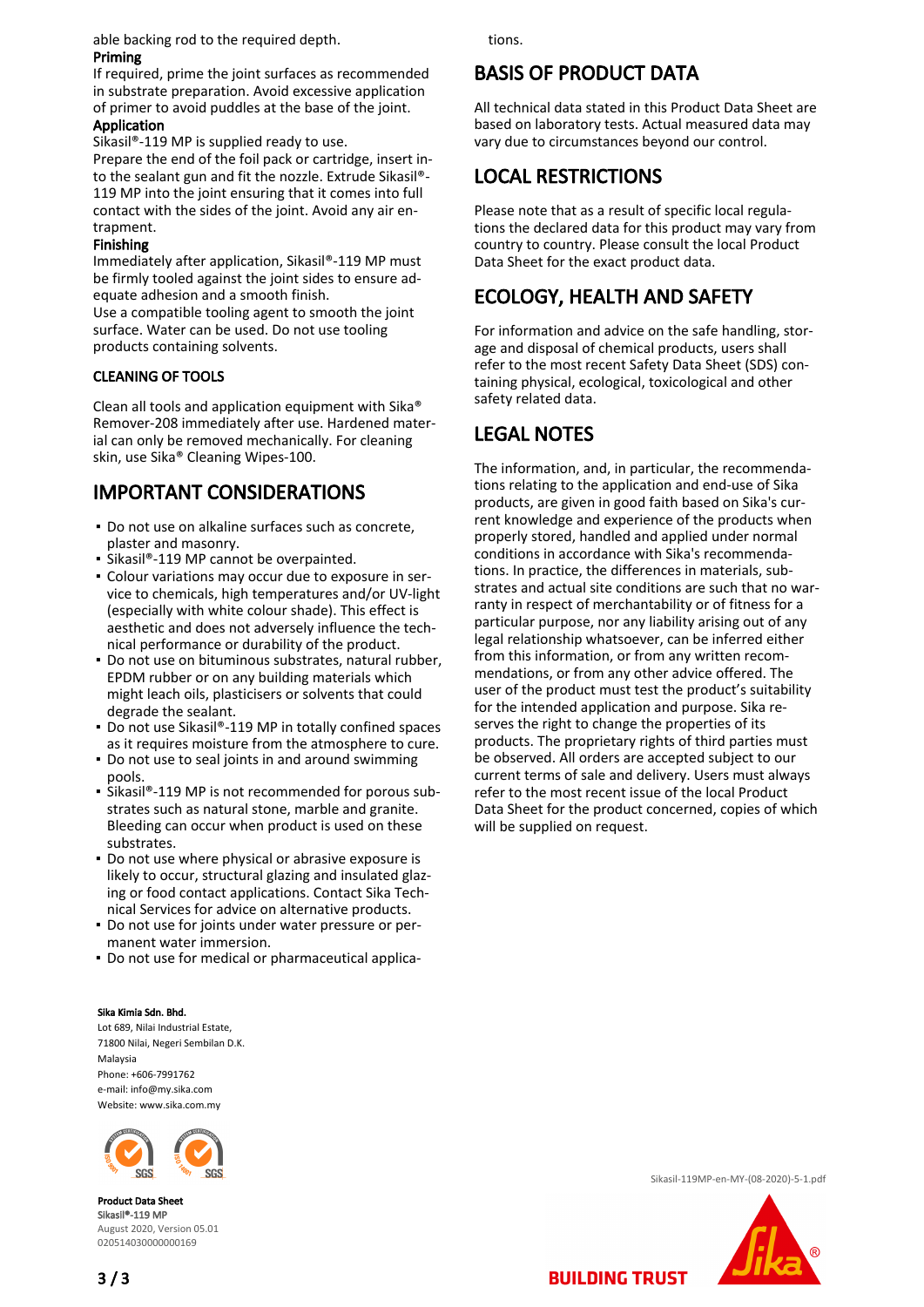able backing rod to the required depth.

**Priming**

If required, prime the joint surfaces as recommended in substrate preparation. Avoid excessive application of primer to avoid puddles at the base of the joint.

**Application**

Sikasil®-119 MP is supplied ready to use.

Prepare the end of the foil pack or cartridge, insert into the sealant gun and fit the nozzle. Extrude Sikasil®-119 MP into the joint ensuring that it comes into full contact with the sides of the joint. Avoid any air entrapment.

**Finishing**

Immediately after application, Sikasil®-119 MP must be firmly tooled against the joint sides to ensure adequate adhesion and a smooth finish.

Use a compatible tooling agent to smooth the joint surface. Water can be used. Do not use tooling products containing solvents.

### CLEANING OF TOOLS

Clean all tools and application equipment with Sika® Remover-208 immediately after use. Hardened material can only be removed mechanically. For cleaning skin, use Sika® Cleaning Wipes-100.

## IMPORTANT CONSIDERATIONS

- Do not use on alkaline surfaces such as concrete, plaster and masonry.
- Sikasil®-119 MP cannot be overpainted.
- Colour variations may occur due to exposure in service to chemicals, high temperatures and/or UV-light (especially with white colour shade). This effect is aesthetic and does not adversely influence the technical performance or durability of the product.
- Do not use on bituminous substrates, natural rubber, EPDM rubber or on any building materials which might leach oils, plasticisers or solvents that could degrade the sealant.
- Do not use Sikasil®-119 MP in totally confined spaces as it requires moisture from the atmosphere to cure.
- Do not use to seal joints in and around swimming pools.
- Sikasil®-119 MP is not recommended for porous substrates such as natural stone, marble and granite. Bleeding can occur when product is used on these substrates.
- Do not use where physical or abrasive exposure is likely to occur, structural glazing and insulated glazing or food contact applications. Contact Sika Technical Services for advice on alternative products.
- Do not use for joints under water pressure or permanent water immersion.
- Do not use for medical or pharmaceutical applications.

## BASIS OF PRODUCT DATA

All technical data stated in this Product Data Sheet are based on laboratory tests. Actual measured data may vary due to circumstances beyond our control.

## LOCAL RESTRICTIONS

Please note that as a result of specific local regulations the declared data for this product may vary from country to country. Please consult the local Product Data Sheet for the exact product data.

## ECOLOGY, HEALTH AND SAFETY

For information and advice on the safe handling, storage and disposal of chemical products, users shall refer to the most recent Safety Data Sheet (SDS) containing physical, ecological, toxicological and other safety related data.

## LEGAL NOTES

The information, and, in particular, the recommendations relating to the application and end-use of Sika products, are given in good faith based on Sika's current knowledge and experience of the products when properly stored, handled and applied under normal conditions in accordance with Sika's recommendations. In practice, the differences in materials, substrates and actual site conditions are such that no warranty in respect of merchantability or of fitness for a particular purpose, nor any liability arising out of any legal relationship whatsoever, can be inferred either from this information, or from any written recommendations, or from any other advice offered. The user of the product must test the product's suitability for the intended application and purpose. Sika reserves the right to change the properties of its products. The proprietary rights of third parties must be observed. All orders are accepted subject to our current terms of sale and delivery. Users must always refer to the most recent issue of the local Product Data Sheet for the product concerned, copies of which will be supplied on request.

**Sika Kimia Sdn. Bhd.**
Lot 689, Nilai Industrial Estate,
71800 Nilai, Negeri Sembilan D.K.
Malaysia
Phone: +606-7991762
e-mail: info@my.sika.com
Website: www.sika.com.my

**Product Data Sheet**
Sikasil®-119 MP
August 2020, Version 05.01
020514030000000169

Sikasil-119MP-en-MY-(08-2020)-5-1.pdf

BUILDING TRUST